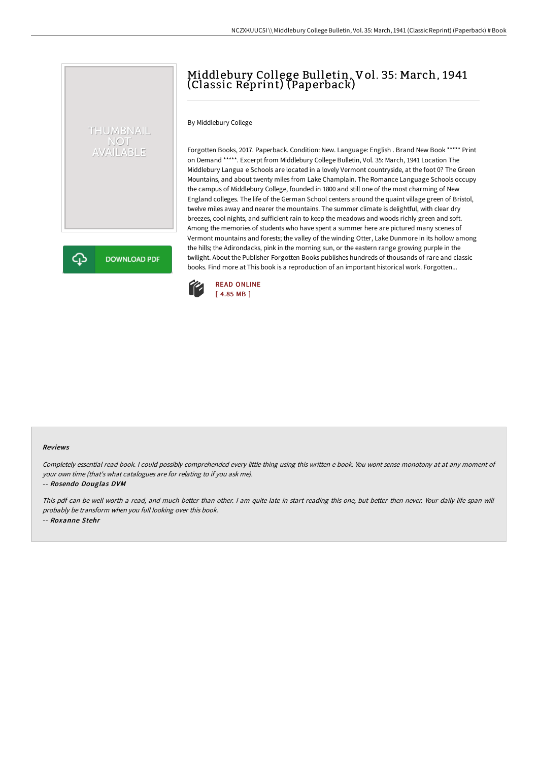# Middlebury College Bulletin, Vol. 35: March, 1941 (Classic Reprint) (Paperback)

By Middlebury College

Forgotten Books, 2017. Paperback. Condition: New. Language: English . Brand New Book ***** Print on Demand *****. Excerpt from Middlebury College Bulletin, Vol. 35: March, 1941 Location The Middlebury Langua e Schools are located in a lovely Vermont countryside, at the foot 0? The Green Mountains, and about twenty miles from Lake Champlain. The Romance Language Schools occupy the campus of Middlebury College, founded in 1800 and still one of the most charming of New England colleges. The life of the German School centers around the quaint village green of Bristol, twelve miles away and nearer the mountains. The summer climate is delightful, with clear dry breezes, cool nights, and sufficient rain to keep the meadows and woods richly green and soft. Among the memories of students who have spent a summer here are pictured many scenes of Vermont mountains and forests; the valley of the winding Otter, Lake Dunmore in its hollow among the hills; the Adirondacks, pink in the morning sun, or the eastern range growing purple in the twilight. About the Publisher Forgotten Books publishes hundreds of thousands of rare and classic books. Find more at This book is a reproduction of an important historical work. Forgotten...

READ ONLINE
[ 4.85 MB ]

DOWNLOAD PDF

## Reviews

*Completely essential read book. I could possibly comprehended every little thing using this written e book. You wont sense monotony at at any moment of your own time (that's what catalogues are for relating to if you ask me).*

-- *Rosendo Douglas DVM*

*This pdf can be well worth a read, and much better than other. I am quite late in start reading this one, but better then never. Your daily life span will probably be transform when you full looking over this book.*

-- *Roxanne Stehr*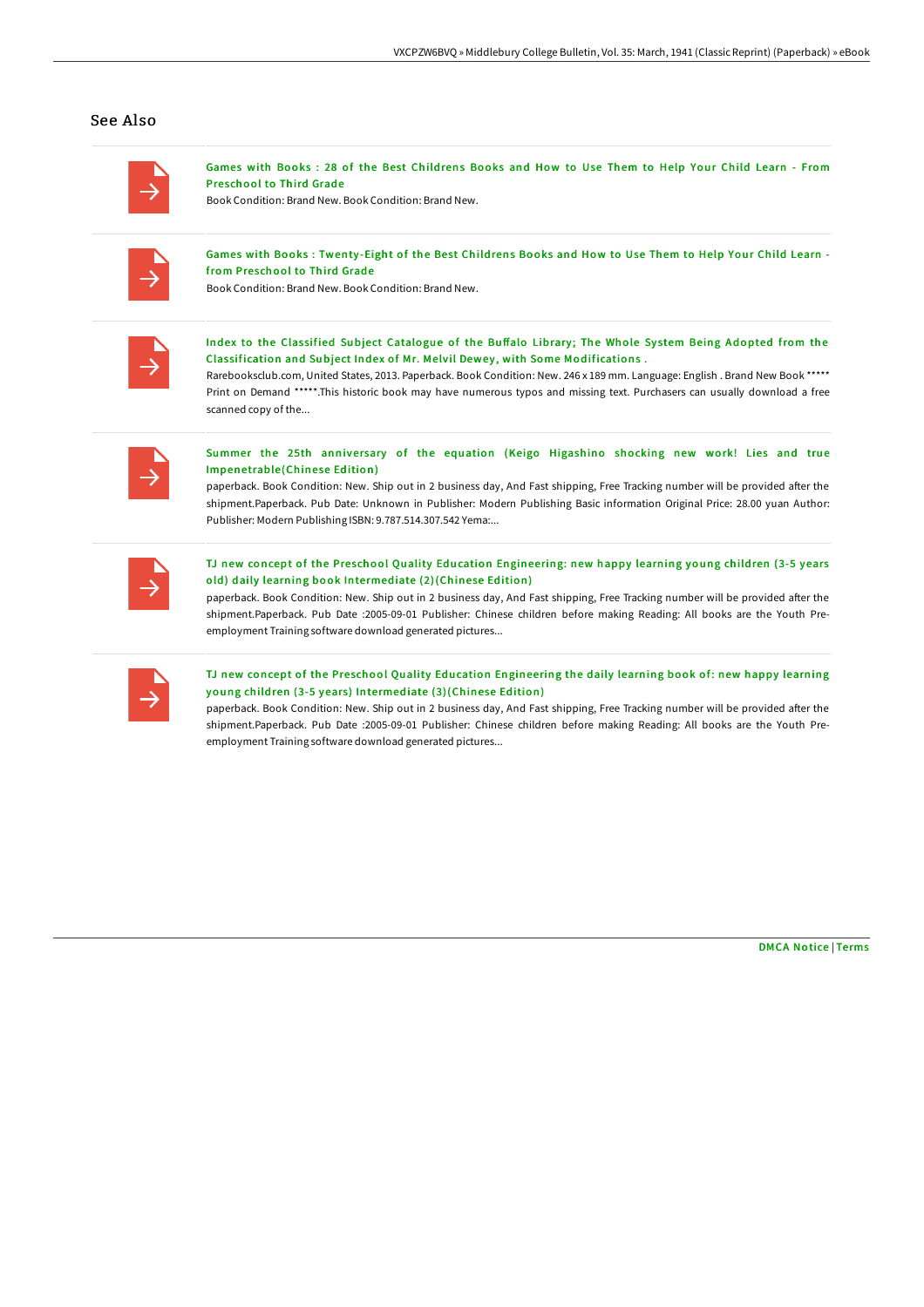## See Also

**Games with Books : 28 of the Best Childrens Books and How to Use Them to Help Your Child Learn - From Preschool to Third Grade**

Book Condition: Brand New. Book Condition: Brand New.

**Games with Books : Twenty-Eight of the Best Childrens Books and How to Use Them to Help Your Child Learn - from Preschool to Third Grade**

Book Condition: Brand New. Book Condition: Brand New.

**Index to the Classified Subject Catalogue of the Buffalo Library; The Whole System Being Adopted from the Classification and Subject Index of Mr. Melvil Dewey, with Some Modifications .**

Rarebooksclub.com, United States, 2013. Paperback. Book Condition: New. 246 x 189 mm. Language: English . Brand New Book ***** Print on Demand *****.This historic book may have numerous typos and missing text. Purchasers can usually download a free scanned copy of the...

**Summer the 25th anniversary of the equation (Keigo Higashino shocking new work! Lies and true Impenetrable(Chinese Edition)**

paperback. Book Condition: New. Ship out in 2 business day, And Fast shipping, Free Tracking number will be provided after the shipment.Paperback. Pub Date: Unknown in Publisher: Modern Publishing Basic information Original Price: 28.00 yuan Author: Publisher: Modern Publishing ISBN: 9.787.514.307.542 Yema:...

**TJ new concept of the Preschool Quality Education Engineering: new happy learning young children (3-5 years old) daily learning book Intermediate (2)(Chinese Edition)**

paperback. Book Condition: New. Ship out in 2 business day, And Fast shipping, Free Tracking number will be provided after the shipment.Paperback. Pub Date :2005-09-01 Publisher: Chinese children before making Reading: All books are the Youth Pre-employment Training software download generated pictures...

**TJ new concept of the Preschool Quality Education Engineering the daily learning book of: new happy learning young children (3-5 years) Intermediate (3)(Chinese Edition)**

paperback. Book Condition: New. Ship out in 2 business day, And Fast shipping, Free Tracking number will be provided after the shipment.Paperback. Pub Date :2005-09-01 Publisher: Chinese children before making Reading: All books are the Youth Pre-employment Training software download generated pictures...